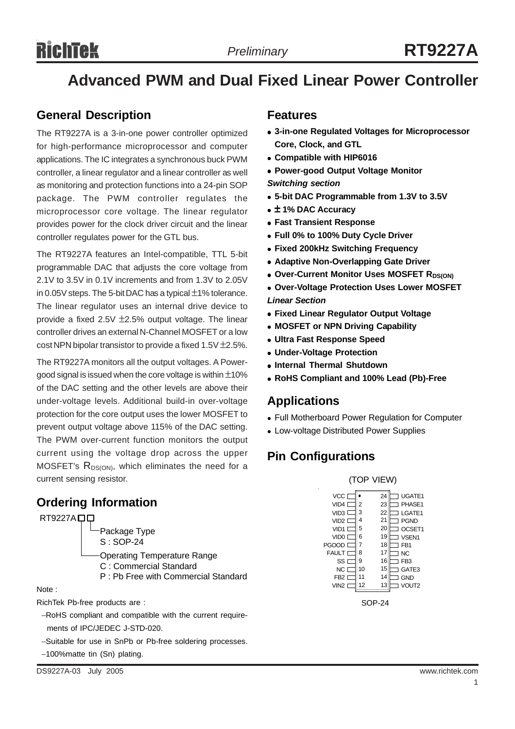# RT9227A

*Preliminary*

# Advanced PWM and Dual Fixed Linear Power Controller

## General Description

The RT9227A is a 3-in-one power controller optimized for high-performance microprocessor and computer applications. The IC integrates a synchronous buck PWM controller, a linear regulator and a linear controller as well as monitoring and protection functions into a 24-pin SOP package. The PWM controller regulates the microprocessor core voltage. The linear regulator provides power for the clock driver circuit and the linear controller regulates power for the GTL bus.

The RT9227A features an Intel-compatible, TTL 5-bit programmable DAC that adjusts the core voltage from 2.1V to 3.5V in 0.1V increments and from 1.3V to 2.05V in 0.05V steps. The 5-bit DAC has a typical ±1% tolerance. The linear regulator uses an internal drive device to provide a fixed 2.5V ±2.5% output voltage. The linear controller drives an external N-Channel MOSFET or a low cost NPN bipolar transistor to provide a fixed 1.5V±2.5%.

The RT9227A monitors all the output voltages. A Power-good signal is issued when the core voltage is within ±10% of the DAC setting and the other levels are above their under-voltage levels. Additional build-in over-voltage protection for the core output uses the lower MOSFET to prevent output voltage above 115% of the DAC setting. The PWM over-current function monitors the output current using the voltage drop across the upper MOSFET's $R_{DS(ON)}$, which eliminates the need for a current sensing resistor.

## Ordering Information

RT9227A□□

- Package Type
  - S : SOP-24
- Operating Temperature Range
  - C : Commercial Standard
  - P : Pb Free with Commercial Standard

Note :

RichTek Pb-free products are :

- −RoHS compliant and compatible with the current requirements of IPC/JEDEC J-STD-020.
- −Suitable for use in SnPb or Pb-free soldering processes.
- −100%matte tin (Sn) plating.

## Features

- **3-in-one Regulated Voltages for Microprocessor Core, Clock, and GTL**
- **Compatible with HIP6016**
- **Power-good Output Voltage Monitor**

***Switching section***

- **5-bit DAC Programmable from 1.3V to 3.5V**
- **± 1% DAC Accuracy**
- **Fast Transient Response**
- **Full 0% to 100% Duty Cycle Driver**
- **Fixed 200kHz Switching Frequency**
- **Adaptive Non-Overlapping Gate Driver**
- **Over-Current Monitor Uses MOSFET $R_{DS(ON)}$**
- **Over-Voltage Protection Uses Lower MOSFET**

***Linear Section***

- **Fixed Linear Regulator Output Voltage**
- **MOSFET or NPN Driving Capability**
- **Ultra Fast Response Speed**
- **Under-Voltage Protection**
- **Internal Thermal Shutdown**
- **RoHS Compliant and 100% Lead (Pb)-Free**

## Applications

- Full Motherboard Power Regulation for Computer
- Low-voltage Distributed Power Supplies

## Pin Configurations

(TOP VIEW)

| Pin | Name | Pin | Name |
|---|---|---|---|
| 1 | VCC | 24 | UGATE1 |
| 2 | VID4 | 23 | PHASE1 |
| 3 | VID3 | 22 | LGATE1 |
| 4 | VID2 | 21 | PGND |
| 5 | VID1 | 20 | OCSET1 |
| 6 | VID0 | 19 | VSEN1 |
| 7 | PGOOD | 18 | FB1 |
| 8 | FAULT | 17 | NC |
| 9 | SS | 16 | FB3 |
| 10 | NC | 15 | GATE3 |
| 11 | FB2 | 14 | GND |
| 12 | VIN2 | 13 | VOUT2 |

SOP-24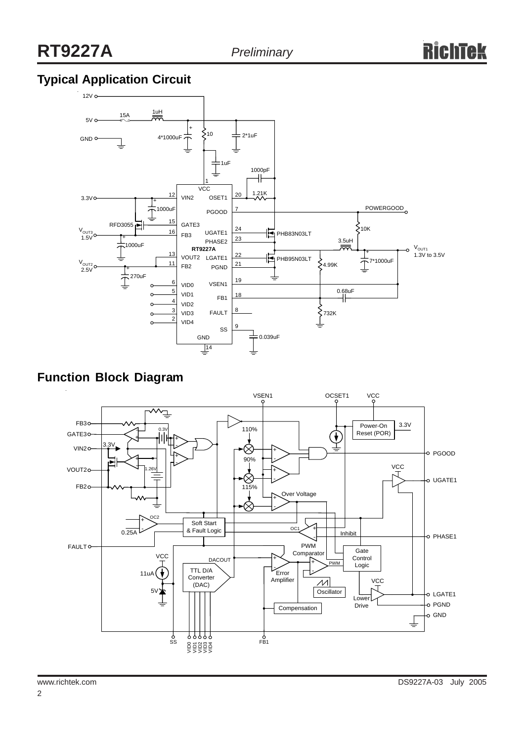## Typical Application Circuit

## Function Block Diagram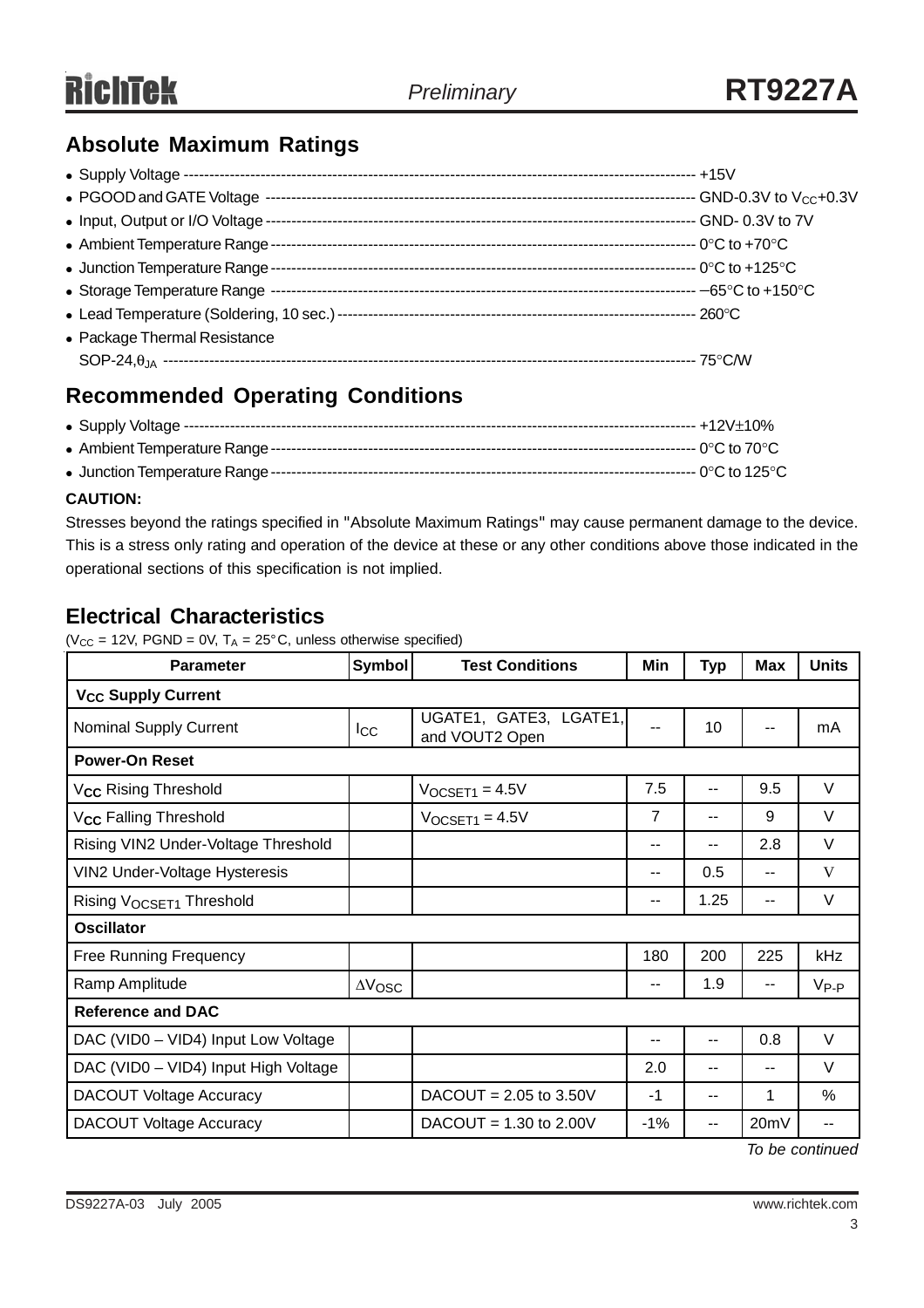## Absolute Maximum Ratings

- Supply Voltage ---------------------------------------------------------------------------------------------------- +15V
- PGOOD and GATE Voltage ---------------------------------------------------------------------------------------- GND-0.3V to $V_{CC}$+0.3V
- Input, Output or I/O Voltage ----------------------------------------------------------------------------------- GND- 0.3V to 7V
- Ambient Temperature Range ------------------------------------------------------------------------------------ 0°C to +70°C
- Junction Temperature Range ------------------------------------------------------------------------------------ 0°C to +125°C
- Storage Temperature Range ------------------------------------------------------------------------------------- −65°C to +150°C
- Lead Temperature (Soldering, 10 sec.) --------------------------------------------------------------------- 260°C
- Package Thermal Resistance
  SOP-24, $\theta_{JA}$ ------------------------------------------------------------------------------------------------- 75°C/W

## Recommended Operating Conditions

- Supply Voltage ---------------------------------------------------------------------------------------------------- +12V±10%
- Ambient Temperature Range ------------------------------------------------------------------------------------ 0°C to 70°C
- Junction Temperature Range ------------------------------------------------------------------------------------ 0°C to 125°C

**CAUTION:**

Stresses beyond the ratings specified in "Absolute Maximum Ratings" may cause permanent damage to the device. This is a stress only rating and operation of the device at these or any other conditions above those indicated in the operational sections of this specification is not implied.

## Electrical Characteristics

($V_{CC}$ = 12V, PGND = 0V, $T_A$ = 25°C, unless otherwise specified)

| Parameter | Symbol | Test Conditions | Min | Typ | Max | Units |
|---|---|---|---|---|---|---|
| **$V_{CC}$ Supply Current** | | | | | | |
| Nominal Supply Current | $I_{CC}$ | UGATE1, GATE3, LGATE1, and VOUT2 Open | -- | 10 | -- | mA |
| **Power-On Reset** | | | | | | |
| $V_{CC}$ Rising Threshold | | $V_{OCSET1}$ = 4.5V | 7.5 | -- | 9.5 | V |
| $V_{CC}$ Falling Threshold | | $V_{OCSET1}$ = 4.5V | 7 | -- | 9 | V |
| Rising VIN2 Under-Voltage Threshold | | | -- | -- | 2.8 | V |
| VIN2 Under-Voltage Hysteresis | | | -- | 0.5 | -- | V |
| Rising $V_{OCSET1}$ Threshold | | | -- | 1.25 | -- | V |
| **Oscillator** | | | | | | |
| Free Running Frequency | | | 180 | 200 | 225 | kHz |
| Ramp Amplitude | $\Delta V_{OSC}$ | | -- | 1.9 | -- | $V_{P-P}$ |
| **Reference and DAC** | | | | | | |
| DAC (VID0 – VID4) Input Low Voltage | | | -- | -- | 0.8 | V |
| DAC (VID0 – VID4) Input High Voltage | | | 2.0 | -- | -- | V |
| DACOUT Voltage Accuracy | | DACOUT = 2.05 to 3.50V | -1 | -- | 1 | % |
| DACOUT Voltage Accuracy | | DACOUT = 1.30 to 2.00V | -1% | -- | 20mV | -- |

*To be continued*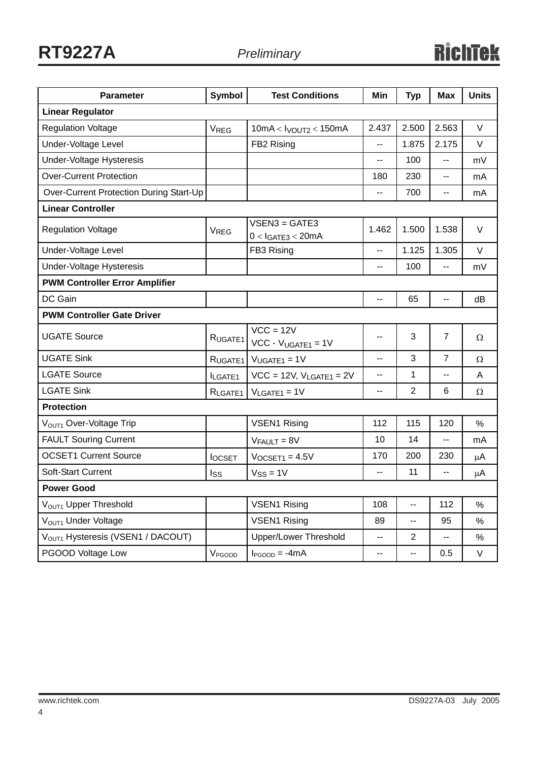| Parameter | Symbol | Test Conditions | Min | Typ | Max | Units |
|---|---|---|---|---|---|---|
| **Linear Regulator** | | | | | | |
| Regulation Voltage | $V_{REG}$ | 10mA < $I_{VOUT2}$ < 150mA | 2.437 | 2.500 | 2.563 | V |
| Under-Voltage Level | | FB2 Rising | -- | 1.875 | 2.175 | V |
| Under-Voltage Hysteresis | | | -- | 100 | -- | mV |
| Over-Current Protection | | | 180 | 230 | -- | mA |
| Over-Current Protection During Start-Up | | | -- | 700 | -- | mA |
| **Linear Controller** | | | | | | |
| Regulation Voltage | $V_{REG}$ | VSEN3 = GATE3<br>0 < $I_{GATE3}$ < 20mA | 1.462 | 1.500 | 1.538 | V |
| Under-Voltage Level | | FB3 Rising | -- | 1.125 | 1.305 | V |
| Under-Voltage Hysteresis | | | -- | 100 | -- | mV |
| **PWM Controller Error Amplifier** | | | | | | |
| DC Gain | | | -- | 65 | -- | dB |
| **PWM Controller Gate Driver** | | | | | | |
| UGATE Source | $R_{UGATE1}$ | VCC = 12V<br>VCC - $V_{UGATE1}$ = 1V | -- | 3 | 7 | Ω |
| UGATE Sink | $R_{UGATE1}$ | $V_{UGATE1}$ = 1V | -- | 3 | 7 | Ω |
| LGATE Source | $I_{LGATE1}$ | VCC = 12V, $V_{LGATE1}$ = 2V | -- | 1 | -- | A |
| LGATE Sink | $R_{LGATE1}$ | $V_{LGATE1}$ = 1V | -- | 2 | 6 | Ω |
| **Protection** | | | | | | |
| $V_{OUT1}$ Over-Voltage Trip | | VSEN1 Rising | 112 | 115 | 120 | % |
| FAULT Souring Current | | $V_{FAULT}$ = 8V | 10 | 14 | -- | mA |
| OCSET1 Current Source | $I_{OCSET}$ | $V_{OCSET1}$ = 4.5V | 170 | 200 | 230 | μA |
| Soft-Start Current | $I_{SS}$ | $V_{SS}$ = 1V | -- | 11 | -- | μA |
| **Power Good** | | | | | | |
| $V_{OUT1}$ Upper Threshold | | VSEN1 Rising | 108 | -- | 112 | % |
| $V_{OUT1}$ Under Voltage | | VSEN1 Rising | 89 | -- | 95 | % |
| $V_{OUT1}$ Hysteresis (VSEN1 / DACOUT) | | Upper/Lower Threshold | -- | 2 | -- | % |
| PGOOD Voltage Low | $V_{PGOOD}$ | $I_{PGOOD}$ = -4mA | -- | -- | 0.5 | V |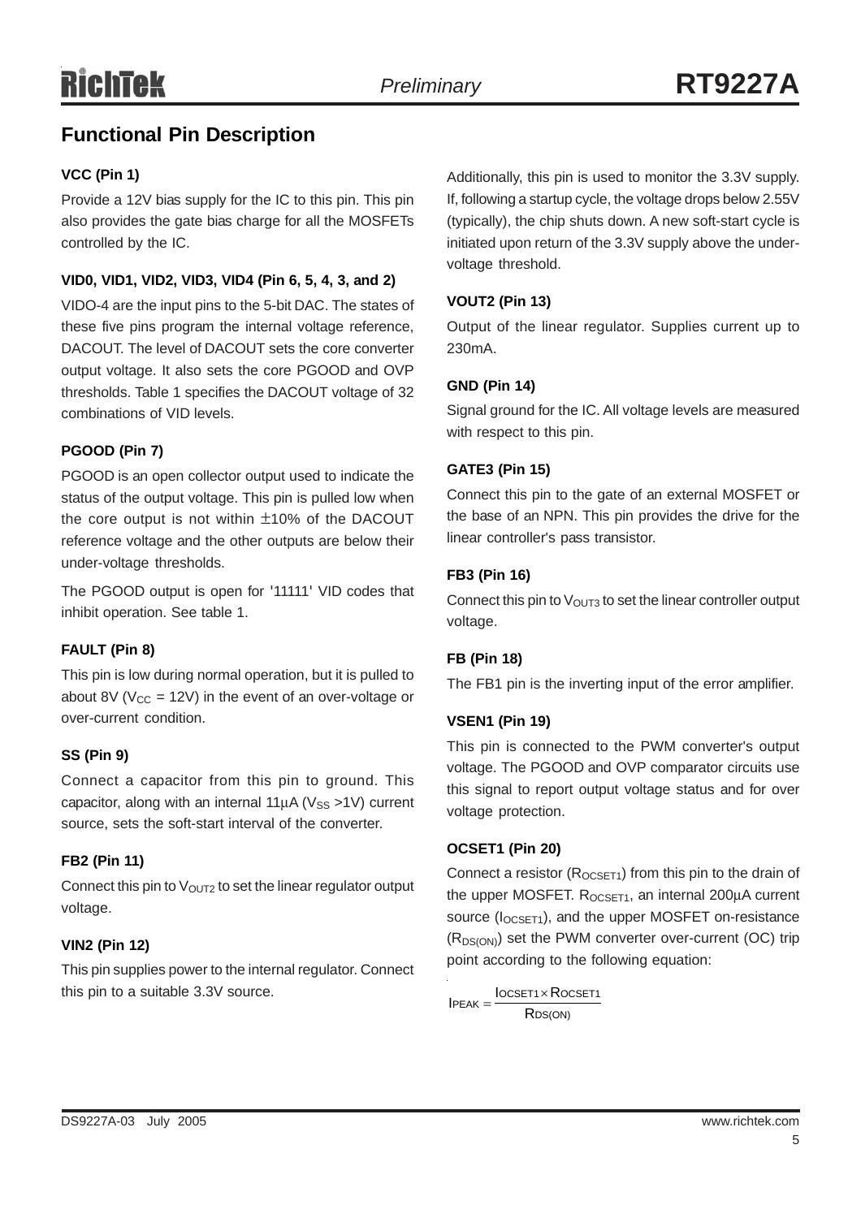## Functional Pin Description

**VCC (Pin 1)**

Provide a 12V bias supply for the IC to this pin. This pin also provides the gate bias charge for all the MOSFETs controlled by the IC.

**VID0, VID1, VID2, VID3, VID4 (Pin 6, 5, 4, 3, and 2)**

VIDO-4 are the input pins to the 5-bit DAC. The states of these five pins program the internal voltage reference, DACOUT. The level of DACOUT sets the core converter output voltage. It also sets the core PGOOD and OVP thresholds. Table 1 specifies the DACOUT voltage of 32 combinations of VID levels.

**PGOOD (Pin 7)**

PGOOD is an open collector output used to indicate the status of the output voltage. This pin is pulled low when the core output is not within ±10% of the DACOUT reference voltage and the other outputs are below their under-voltage thresholds.

The PGOOD output is open for '11111' VID codes that inhibit operation. See table 1.

**FAULT (Pin 8)**

This pin is low during normal operation, but it is pulled to about 8V ($V_{CC}$ = 12V) in the event of an over-voltage or over-current condition.

**SS (Pin 9)**

Connect a capacitor from this pin to ground. This capacitor, along with an internal 11μA ($V_{SS}$ >1V) current source, sets the soft-start interval of the converter.

**FB2 (Pin 11)**

Connect this pin to $V_{OUT2}$ to set the linear regulator output voltage.

**VIN2 (Pin 12)**

This pin supplies power to the internal regulator. Connect this pin to a suitable 3.3V source.

Additionally, this pin is used to monitor the 3.3V supply. If, following a startup cycle, the voltage drops below 2.55V (typically), the chip shuts down. A new soft-start cycle is initiated upon return of the 3.3V supply above the under-voltage threshold.

**VOUT2 (Pin 13)**

Output of the linear regulator. Supplies current up to 230mA.

**GND (Pin 14)**

Signal ground for the IC. All voltage levels are measured with respect to this pin.

**GATE3 (Pin 15)**

Connect this pin to the gate of an external MOSFET or the base of an NPN. This pin provides the drive for the linear controller's pass transistor.

**FB3 (Pin 16)**

Connect this pin to $V_{OUT3}$ to set the linear controller output voltage.

**FB (Pin 18)**

The FB1 pin is the inverting input of the error amplifier.

**VSEN1 (Pin 19)**

This pin is connected to the PWM converter's output voltage. The PGOOD and OVP comparator circuits use this signal to report output voltage status and for over voltage protection.

**OCSET1 (Pin 20)**

Connect a resistor ($R_{OCSET1}$) from this pin to the drain of the upper MOSFET. $R_{OCSET1}$, an internal 200μA current source ($I_{OCSET1}$), and the upper MOSFET on-resistance ($R_{DS(ON)}$) set the PWM converter over-current (OC) trip point according to the following equation:

$$I_{PEAK} = \frac{I_{OCSET1} \times R_{OCSET1}}{R_{DS(ON)}}$$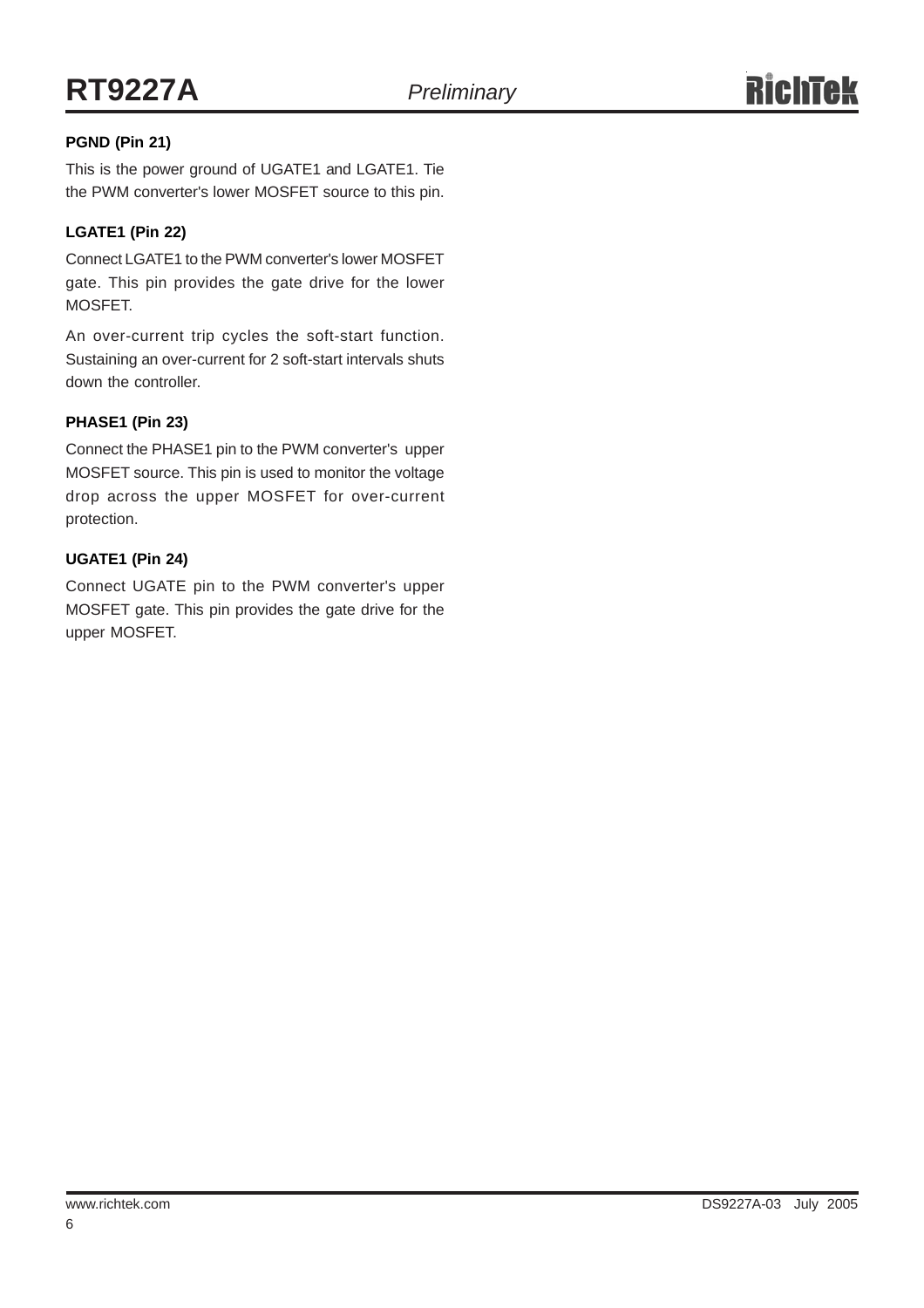**PGND (Pin 21)**

This is the power ground of UGATE1 and LGATE1. Tie the PWM converter's lower MOSFET source to this pin.

**LGATE1 (Pin 22)**

Connect LGATE1 to the PWM converter's lower MOSFET gate. This pin provides the gate drive for the lower MOSFET.

An over-current trip cycles the soft-start function. Sustaining an over-current for 2 soft-start intervals shuts down the controller.

**PHASE1 (Pin 23)**

Connect the PHASE1 pin to the PWM converter's upper MOSFET source. This pin is used to monitor the voltage drop across the upper MOSFET for over-current protection.

**UGATE1 (Pin 24)**

Connect UGATE pin to the PWM converter's upper MOSFET gate. This pin provides the gate drive for the upper MOSFET.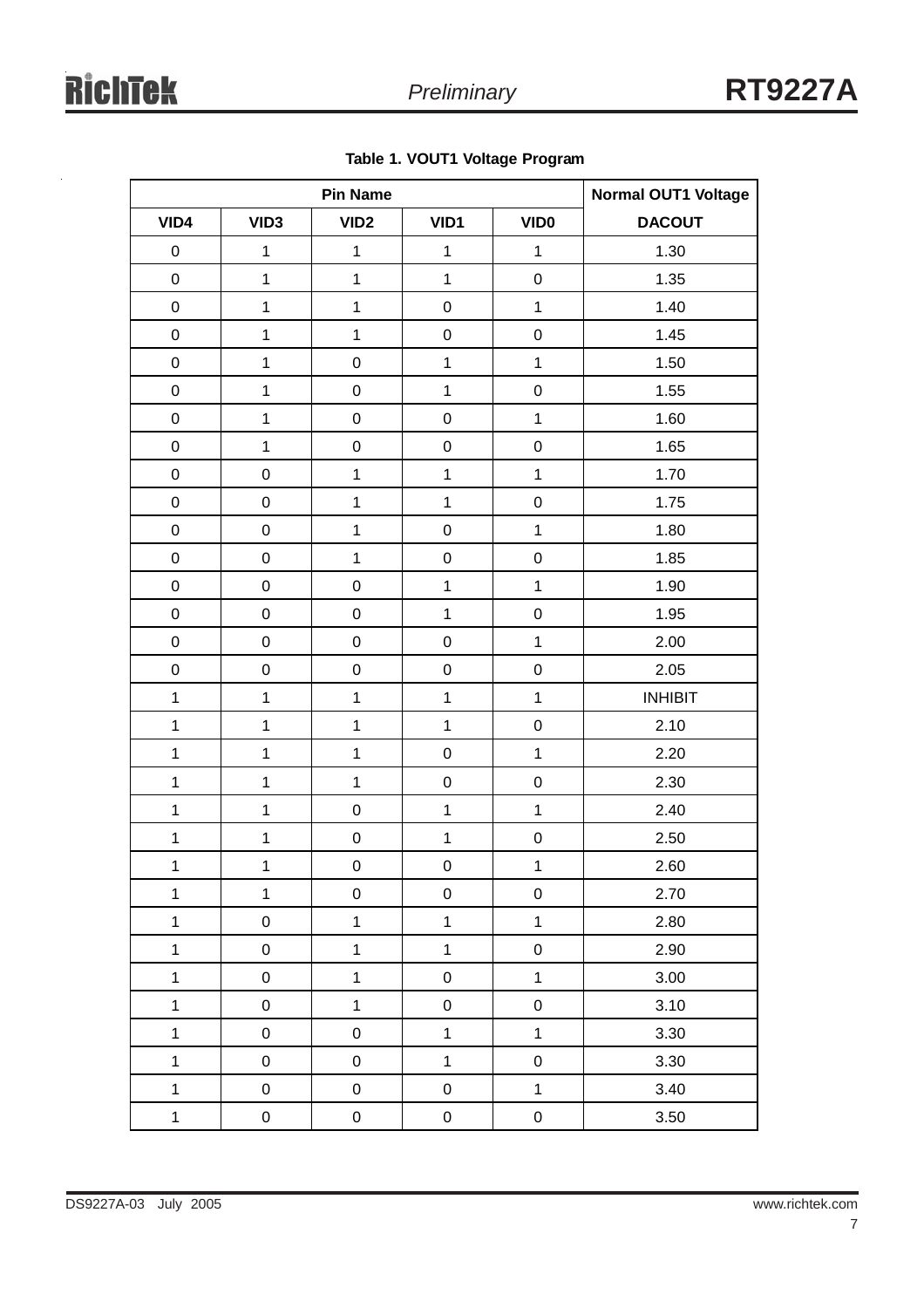**Table 1. VOUT1 Voltage Program**

| Pin Name | | | | | Normal OUT1 Voltage |
|---|---|---|---|---|---|
| VID4 | VID3 | VID2 | VID1 | VID0 | DACOUT |
| 0 | 1 | 1 | 1 | 1 | 1.30 |
| 0 | 1 | 1 | 1 | 0 | 1.35 |
| 0 | 1 | 1 | 0 | 1 | 1.40 |
| 0 | 1 | 1 | 0 | 0 | 1.45 |
| 0 | 1 | 0 | 1 | 1 | 1.50 |
| 0 | 1 | 0 | 1 | 0 | 1.55 |
| 0 | 1 | 0 | 0 | 1 | 1.60 |
| 0 | 1 | 0 | 0 | 0 | 1.65 |
| 0 | 0 | 1 | 1 | 1 | 1.70 |
| 0 | 0 | 1 | 1 | 0 | 1.75 |
| 0 | 0 | 1 | 0 | 1 | 1.80 |
| 0 | 0 | 1 | 0 | 0 | 1.85 |
| 0 | 0 | 0 | 1 | 1 | 1.90 |
| 0 | 0 | 0 | 1 | 0 | 1.95 |
| 0 | 0 | 0 | 0 | 1 | 2.00 |
| 0 | 0 | 0 | 0 | 0 | 2.05 |
| 1 | 1 | 1 | 1 | 1 | INHIBIT |
| 1 | 1 | 1 | 1 | 0 | 2.10 |
| 1 | 1 | 1 | 0 | 1 | 2.20 |
| 1 | 1 | 1 | 0 | 0 | 2.30 |
| 1 | 1 | 0 | 1 | 1 | 2.40 |
| 1 | 1 | 0 | 1 | 0 | 2.50 |
| 1 | 1 | 0 | 0 | 1 | 2.60 |
| 1 | 1 | 0 | 0 | 0 | 2.70 |
| 1 | 0 | 1 | 1 | 1 | 2.80 |
| 1 | 0 | 1 | 1 | 0 | 2.90 |
| 1 | 0 | 1 | 0 | 1 | 3.00 |
| 1 | 0 | 1 | 0 | 0 | 3.10 |
| 1 | 0 | 0 | 1 | 1 | 3.30 |
| 1 | 0 | 0 | 1 | 0 | 3.30 |
| 1 | 0 | 0 | 0 | 1 | 3.40 |
| 1 | 0 | 0 | 0 | 0 | 3.50 |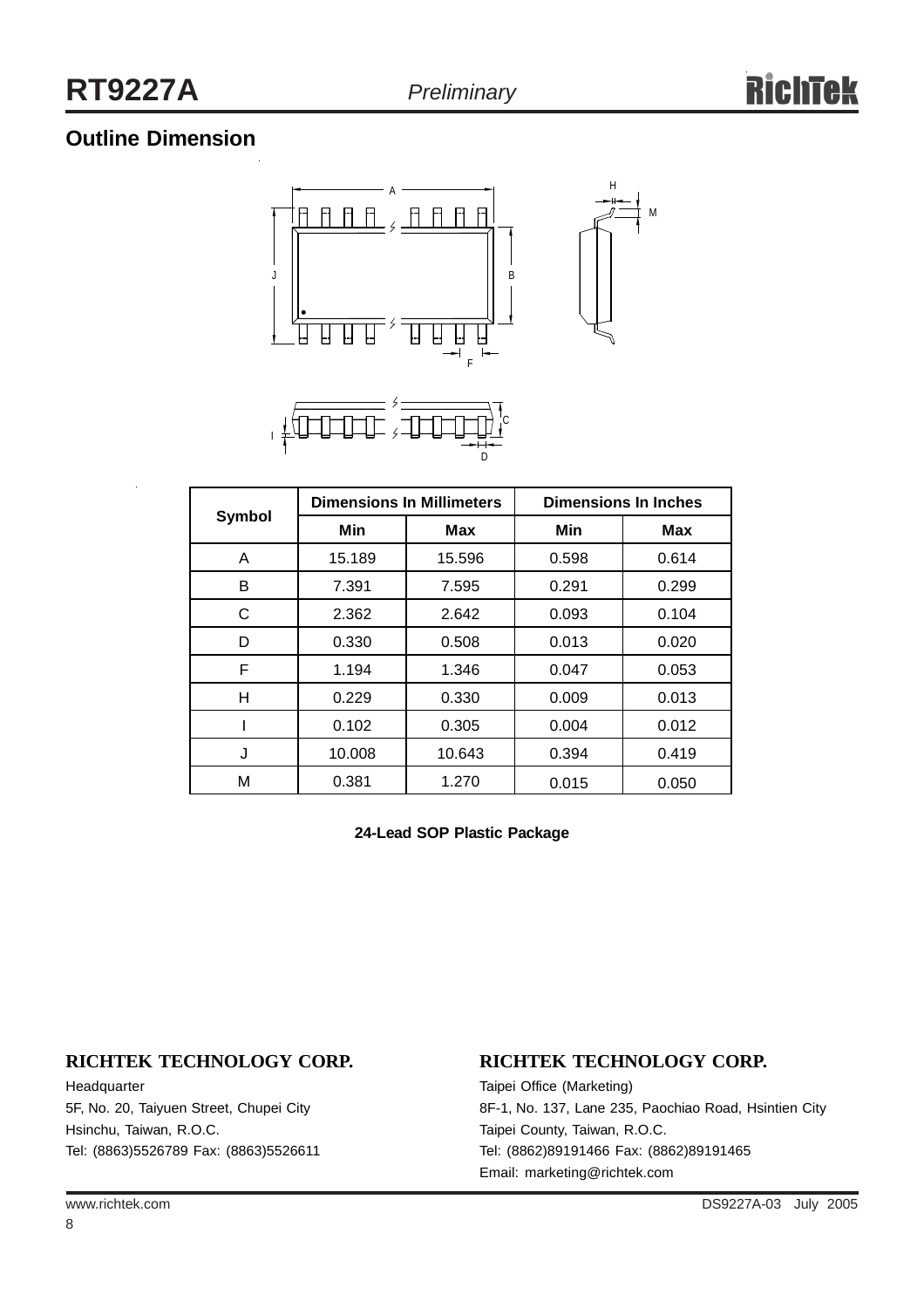## Outline Dimension

A
B
C
D
F
H
I
J
M

| Symbol | Dimensions In Millimeters | | Dimensions In Inches | |
|---|---|---|---|---|
| | Min | Max | Min | Max |
| A | 15.189 | 15.596 | 0.598 | 0.614 |
| B | 7.391 | 7.595 | 0.291 | 0.299 |
| C | 2.362 | 2.642 | 0.093 | 0.104 |
| D | 0.330 | 0.508 | 0.013 | 0.020 |
| F | 1.194 | 1.346 | 0.047 | 0.053 |
| H | 0.229 | 0.330 | 0.009 | 0.013 |
| I | 0.102 | 0.305 | 0.004 | 0.012 |
| J | 10.008 | 10.643 | 0.394 | 0.419 |
| M | 0.381 | 1.270 | 0.015 | 0.050 |

**24-Lead SOP Plastic Package**

**RICHTEK TECHNOLOGY CORP.**

Headquarter
5F, No. 20, Taiyuen Street, Chupei City
Hsinchu, Taiwan, R.O.C.
Tel: (8863)5526789 Fax: (8863)5526611

**RICHTEK TECHNOLOGY CORP.**

Taipei Office (Marketing)
8F-1, No. 137, Lane 235, Paochiao Road, Hsintien City
Taipei County, Taiwan, R.O.C.
Tel: (8862)89191466 Fax: (8862)89191465
Email: marketing@richtek.com